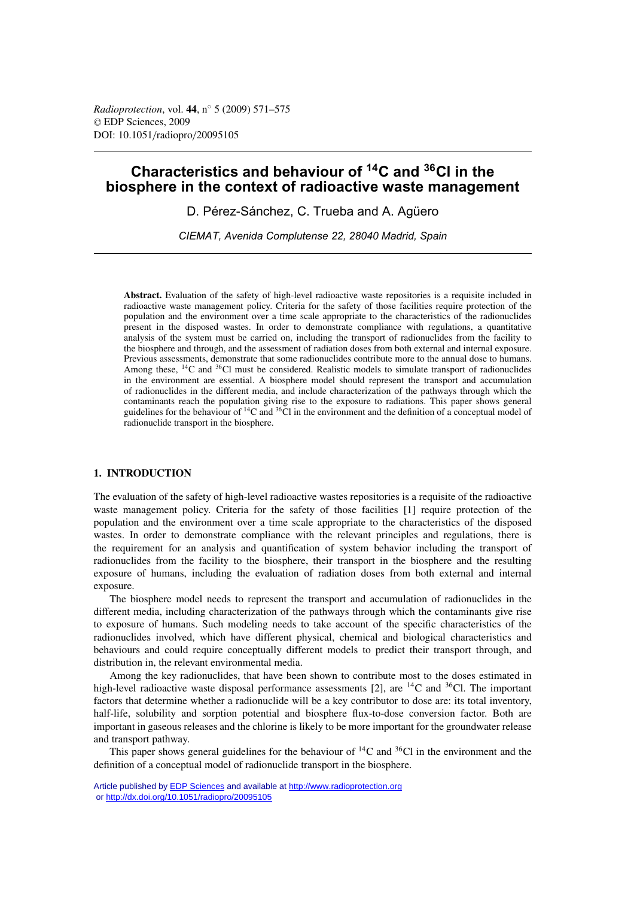# Characteristics and behaviour of $^{14}C$ and $^{36}Cl$ in the biosphere in the context of radioactive waste management

D. Pérez-Sánchez, C. Trueba and A. Agüero

*CIEMAT, Avenida Complutense 22, 28040 Madrid, Spain*

**Abstract.** Evaluation of the safety of high-level radioactive waste repositories is a requisite included in radioactive waste management policy. Criteria for the safety of those facilities require protection of the population and the environment over a time scale appropriate to the characteristics of the radionuclides present in the disposed wastes. In order to demonstrate compliance with regulations, a quantitative analysis of the system must be carried on, including the transport of radionuclides from the facility to the biosphere and through, and the assessment of radiation doses from both external and internal exposure. Previous assessments, demonstrate that some radionuclides contribute more to the annual dose to humans. Among these, $^{14}C$ and $^{36}Cl$ must be considered. Realistic models to simulate transport of radionuclides in the environment are essential. A biosphere model should represent the transport and accumulation of radionuclides in the different media, and include characterization of the pathways through which the contaminants reach the population giving rise to the exposure to radiations. This paper shows general guidelines for the behaviour of $^{14}C$ and $^{36}Cl$ in the environment and the definition of a conceptual model of radionuclide transport in the biosphere.

## 1. INTRODUCTION

The evaluation of the safety of high-level radioactive wastes repositories is a requisite of the radioactive waste management policy. Criteria for the safety of those facilities [1] require protection of the population and the environment over a time scale appropriate to the characteristics of the disposed wastes. In order to demonstrate compliance with the relevant principles and regulations, there is the requirement for an analysis and quantification of system behavior including the transport of radionuclides from the facility to the biosphere, their transport in the biosphere and the resulting exposure of humans, including the evaluation of radiation doses from both external and internal exposure.

The biosphere model needs to represent the transport and accumulation of radionuclides in the different media, including characterization of the pathways through which the contaminants give rise to exposure of humans. Such modeling needs to take account of the specific characteristics of the radionuclides involved, which have different physical, chemical and biological characteristics and behaviours and could require conceptually different models to predict their transport through, and distribution in, the relevant environmental media.

Among the key radionuclides, that have been shown to contribute most to the doses estimated in high-level radioactive waste disposal performance assessments [2], are $^{14}C$ and $^{36}Cl$. The important factors that determine whether a radionuclide will be a key contributor to dose are: its total inventory, half-life, solubility and sorption potential and biosphere flux-to-dose conversion factor. Both are important in gaseous releases and the chlorine is likely to be more important for the groundwater release and transport pathway.

This paper shows general guidelines for the behaviour of $^{14}C$ and $^{36}Cl$ in the environment and the definition of a conceptual model of radionuclide transport in the biosphere.

Article published by EDP Sciences and available at http://www.radioprotection.org or http://dx.doi.org/10.1051/radiopro/20095105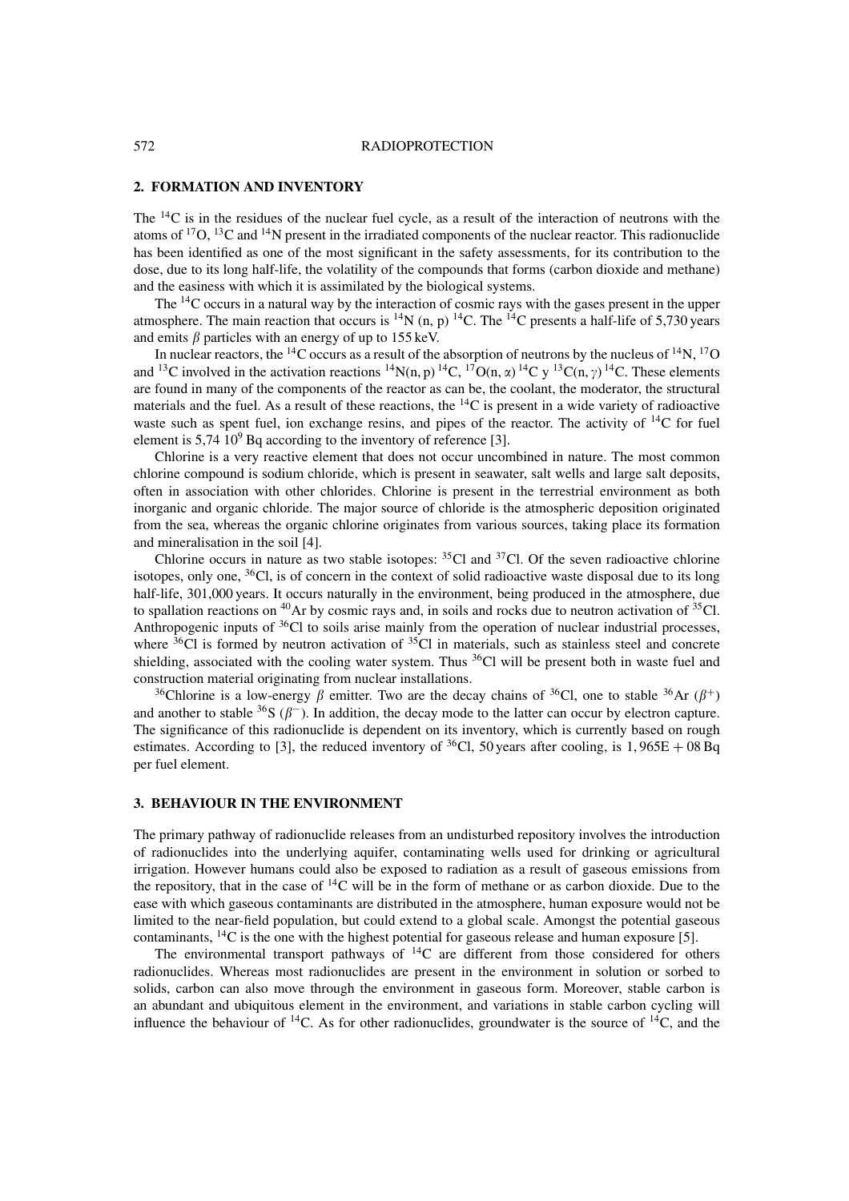## 2. FORMATION AND INVENTORY

The $^{14}C$ is in the residues of the nuclear fuel cycle, as a result of the interaction of neutrons with the atoms of $^{17}O$, $^{13}C$ and $^{14}N$ present in the irradiated components of the nuclear reactor. This radionuclide has been identified as one of the most significant in the safety assessments, for its contribution to the dose, due to its long half-life, the volatility of the compounds that forms (carbon dioxide and methane) and the easiness with which it is assimilated by the biological systems.

The $^{14}C$ occurs in a natural way by the interaction of cosmic rays with the gases present in the upper atmosphere. The main reaction that occurs is $^{14}N$ (n, p) $^{14}C$. The $^{14}C$ presents a half-life of 5,730 years and emits $\beta$ particles with an energy of up to 155 keV.

In nuclear reactors, the $^{14}C$ occurs as a result of the absorption of neutrons by the nucleus of $^{14}N$, $^{17}O$ and $^{13}C$ involved in the activation reactions $^{14}N(n, p)\,^{14}C$, $^{17}O(n, \alpha)\,^{14}C$ y $^{13}C(n, \gamma)\,^{14}C$. These elements are found in many of the components of the reactor as can be, the coolant, the moderator, the structural materials and the fuel. As a result of these reactions, the $^{14}C$ is present in a wide variety of radioactive waste such as spent fuel, ion exchange resins, and pipes of the reactor. The activity of $^{14}C$ for fuel element is 5,74 $10^9$ Bq according to the inventory of reference [3].

Chlorine is a very reactive element that does not occur uncombined in nature. The most common chlorine compound is sodium chloride, which is present in seawater, salt wells and large salt deposits, often in association with other chlorides. Chlorine is present in the terrestrial environment as both inorganic and organic chloride. The major source of chloride is the atmospheric deposition originated from the sea, whereas the organic chlorine originates from various sources, taking place its formation and mineralisation in the soil [4].

Chlorine occurs in nature as two stable isotopes: $^{35}Cl$ and $^{37}Cl$. Of the seven radioactive chlorine isotopes, only one, $^{36}Cl$, is of concern in the context of solid radioactive waste disposal due to its long half-life, 301,000 years. It occurs naturally in the environment, being produced in the atmosphere, due to spallation reactions on $^{40}Ar$ by cosmic rays and, in soils and rocks due to neutron activation of $^{35}Cl$. Anthropogenic inputs of $^{36}Cl$ to soils arise mainly from the operation of nuclear industrial processes, where $^{36}Cl$ is formed by neutron activation of $^{35}Cl$ in materials, such as stainless steel and concrete shielding, associated with the cooling water system. Thus $^{36}Cl$ will be present both in waste fuel and construction material originating from nuclear installations.

$^{36}$Chlorine is a low-energy $\beta$ emitter. Two are the decay chains of $^{36}Cl$, one to stable $^{36}Ar$ ($\beta^+$) and another to stable $^{36}S$ ($\beta^-$). In addition, the decay mode to the latter can occur by electron capture. The significance of this radionuclide is dependent on its inventory, which is currently based on rough estimates. According to [3], the reduced inventory of $^{36}Cl$, 50 years after cooling, is $1,965E + 08$ Bq per fuel element.

## 3. BEHAVIOUR IN THE ENVIRONMENT

The primary pathway of radionuclide releases from an undisturbed repository involves the introduction of radionuclides into the underlying aquifer, contaminating wells used for drinking or agricultural irrigation. However humans could also be exposed to radiation as a result of gaseous emissions from the repository, that in the case of $^{14}C$ will be in the form of methane or as carbon dioxide. Due to the ease with which gaseous contaminants are distributed in the atmosphere, human exposure would not be limited to the near-field population, but could extend to a global scale. Amongst the potential gaseous contaminants, $^{14}C$ is the one with the highest potential for gaseous release and human exposure [5].

The environmental transport pathways of $^{14}C$ are different from those considered for others radionuclides. Whereas most radionuclides are present in the environment in solution or sorbed to solids, carbon can also move through the environment in gaseous form. Moreover, stable carbon is an abundant and ubiquitous element in the environment, and variations in stable carbon cycling will influence the behaviour of $^{14}C$. As for other radionuclides, groundwater is the source of $^{14}C$, and the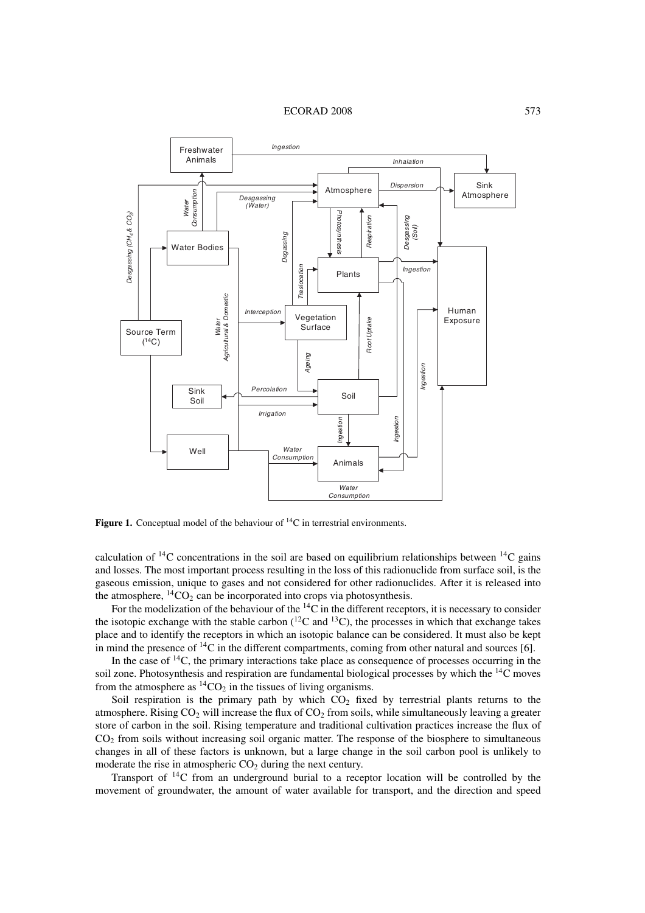**Figure 1.** Conceptual model of the behaviour of $^{14}C$ in terrestrial environments.

calculation of $^{14}C$ concentrations in the soil are based on equilibrium relationships between $^{14}C$ gains and losses. The most important process resulting in the loss of this radionuclide from surface soil, is the gaseous emission, unique to gases and not considered for other radionuclides. After it is released into the atmosphere, $^{14}CO_2$ can be incorporated into crops via photosynthesis.

For the modelization of the behaviour of the $^{14}C$ in the different receptors, it is necessary to consider the isotopic exchange with the stable carbon ($^{12}C$ and $^{13}C$), the processes in which that exchange takes place and to identify the receptors in which an isotopic balance can be considered. It must also be kept in mind the presence of $^{14}C$ in the different compartments, coming from other natural and sources [6].

In the case of $^{14}C$, the primary interactions take place as consequence of processes occurring in the soil zone. Photosynthesis and respiration are fundamental biological processes by which the $^{14}C$ moves from the atmosphere as $^{14}CO_2$ in the tissues of living organisms.

Soil respiration is the primary path by which $CO_2$ fixed by terrestrial plants returns to the atmosphere. Rising $CO_2$ will increase the flux of $CO_2$ from soils, while simultaneously leaving a greater store of carbon in the soil. Rising temperature and traditional cultivation practices increase the flux of $CO_2$ from soils without increasing soil organic matter. The response of the biosphere to simultaneous changes in all of these factors is unknown, but a large change in the soil carbon pool is unlikely to moderate the rise in atmospheric $CO_2$ during the next century.

Transport of $^{14}C$ from an underground burial to a receptor location will be controlled by the movement of groundwater, the amount of water available for transport, and the direction and speed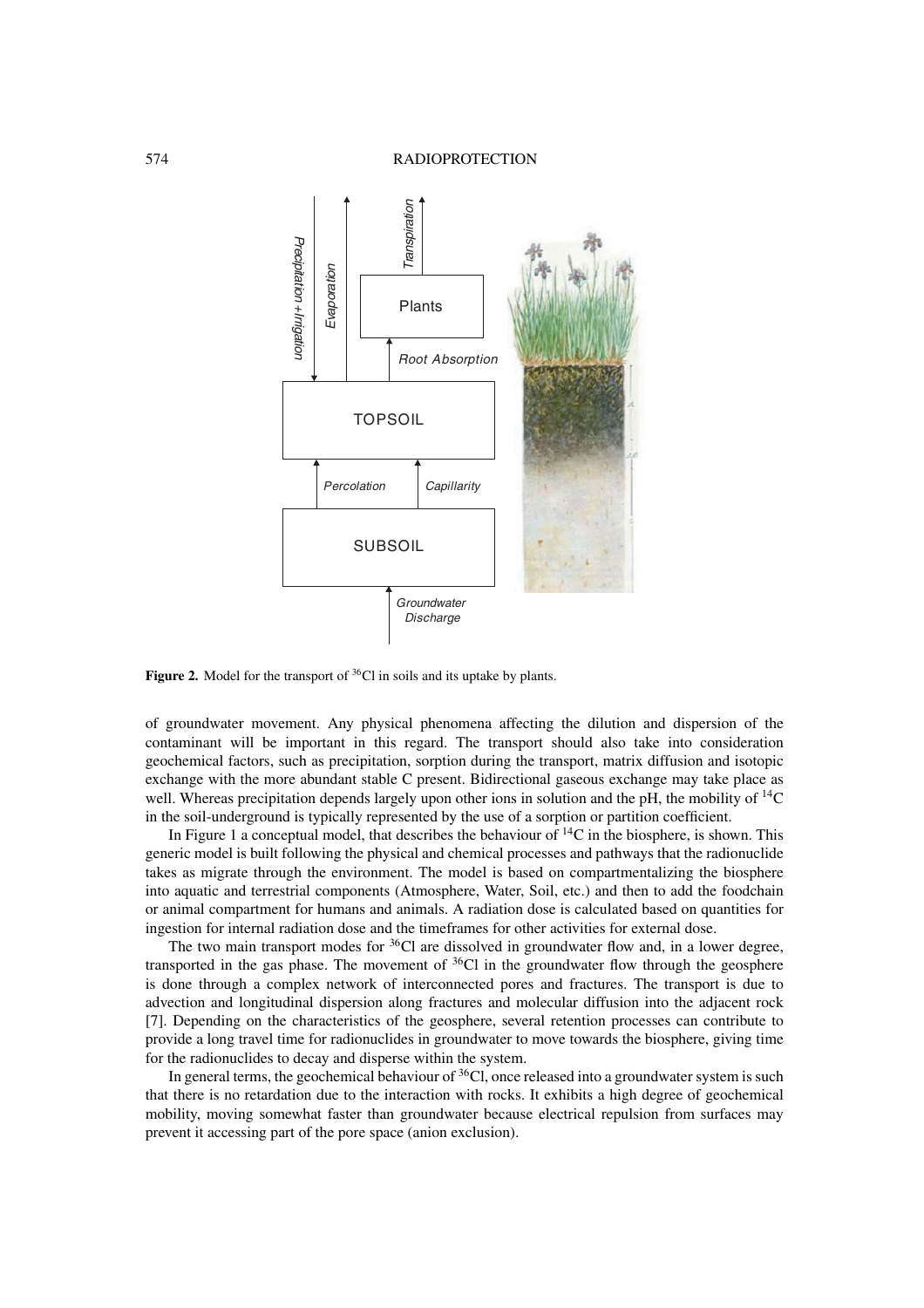**Figure 2.** Model for the transport of $^{36}Cl$ in soils and its uptake by plants.

of groundwater movement. Any physical phenomena affecting the dilution and dispersion of the contaminant will be important in this regard. The transport should also take into consideration geochemical factors, such as precipitation, sorption during the transport, matrix diffusion and isotopic exchange with the more abundant stable C present. Bidirectional gaseous exchange may take place as well. Whereas precipitation depends largely upon other ions in solution and the pH, the mobility of $^{14}C$ in the soil-underground is typically represented by the use of a sorption or partition coefficient.

In Figure 1 a conceptual model, that describes the behaviour of $^{14}C$ in the biosphere, is shown. This generic model is built following the physical and chemical processes and pathways that the radionuclide takes as migrate through the environment. The model is based on compartmentalizing the biosphere into aquatic and terrestrial components (Atmosphere, Water, Soil, etc.) and then to add the foodchain or animal compartment for humans and animals. A radiation dose is calculated based on quantities for ingestion for internal radiation dose and the timeframes for other activities for external dose.

The two main transport modes for $^{36}Cl$ are dissolved in groundwater flow and, in a lower degree, transported in the gas phase. The movement of $^{36}Cl$ in the groundwater flow through the geosphere is done through a complex network of interconnected pores and fractures. The transport is due to advection and longitudinal dispersion along fractures and molecular diffusion into the adjacent rock [7]. Depending on the characteristics of the geosphere, several retention processes can contribute to provide a long travel time for radionuclides in groundwater to move towards the biosphere, giving time for the radionuclides to decay and disperse within the system.

In general terms, the geochemical behaviour of $^{36}Cl$, once released into a groundwater system is such that there is no retardation due to the interaction with rocks. It exhibits a high degree of geochemical mobility, moving somewhat faster than groundwater because electrical repulsion from surfaces may prevent it accessing part of the pore space (anion exclusion).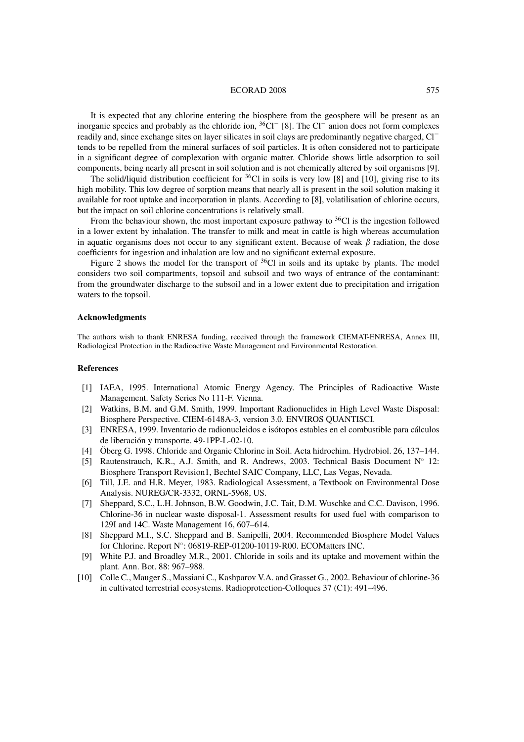It is expected that any chlorine entering the biosphere from the geosphere will be present as an inorganic species and probably as the chloride ion, $^{36}Cl^-$ [8]. The $Cl^-$ anion does not form complexes readily and, since exchange sites on layer silicates in soil clays are predominantly negative charged, $Cl^-$ tends to be repelled from the mineral surfaces of soil particles. It is often considered not to participate in a significant degree of complexation with organic matter. Chloride shows little adsorption to soil components, being nearly all present in soil solution and is not chemically altered by soil organisms [9].

The solid/liquid distribution coefficient for $^{36}Cl$ in soils is very low [8] and [10], giving rise to its high mobility. This low degree of sorption means that nearly all is present in the soil solution making it available for root uptake and incorporation in plants. According to [8], volatilisation of chlorine occurs, but the impact on soil chlorine concentrations is relatively small.

From the behaviour shown, the most important exposure pathway to $^{36}Cl$ is the ingestion followed in a lower extent by inhalation. The transfer to milk and meat in cattle is high whereas accumulation in aquatic organisms does not occur to any significant extent. Because of weak $\beta$ radiation, the dose coefficients for ingestion and inhalation are low and no significant external exposure.

Figure 2 shows the model for the transport of $^{36}Cl$ in soils and its uptake by plants. The model considers two soil compartments, topsoil and subsoil and two ways of entrance of the contaminant: from the groundwater discharge to the subsoil and in a lower extent due to precipitation and irrigation waters to the topsoil.

### Acknowledgments

The authors wish to thank ENRESA funding, received through the framework CIEMAT-ENRESA, Annex III, Radiological Protection in the Radioactive Waste Management and Environmental Restoration.

### References

[1] IAEA, 1995. International Atomic Energy Agency. The Principles of Radioactive Waste Management. Safety Series No 111-F. Vienna.

[2] Watkins, B.M. and G.M. Smith, 1999. Important Radionuclides in High Level Waste Disposal: Biosphere Perspective. CIEM-6148A-3, version 3.0. ENVIROS QUANTISCI.

[3] ENRESA, 1999. Inventario de radionucleidos e isótopos estables en el combustible para cálculos de liberación y transporte. 49-1PP-L-02-10.

[4] Öberg G. 1998. Chloride and Organic Chlorine in Soil. Acta hidrochim. Hydrobiol. 26, 137–144.

[5] Rautenstrauch, K.R., A.J. Smith, and R. Andrews, 2003. Technical Basis Document N° 12: Biosphere Transport Revision1, Bechtel SAIC Company, LLC, Las Vegas, Nevada.

[6] Till, J.E. and H.R. Meyer, 1983. Radiological Assessment, a Textbook on Environmental Dose Analysis. NUREG/CR-3332, ORNL-5968, US.

[7] Sheppard, S.C., L.H. Johnson, B.W. Goodwin, J.C. Tait, D.M. Wuschke and C.C. Davison, 1996. Chlorine-36 in nuclear waste disposal-1. Assessment results for used fuel with comparison to 129I and 14C. Waste Management 16, 607–614.

[8] Sheppard M.I., S.C. Sheppard and B. Sanipelli, 2004. Recommended Biosphere Model Values for Chlorine. Report N°: 06819-REP-01200-10119-R00. ECOMatters INC.

[9] White P.J. and Broadley M.R., 2001. Chloride in soils and its uptake and movement within the plant. Ann. Bot. 88: 967–988.

[10] Colle C., Mauger S., Massiani C., Kashparov V.A. and Grasset G., 2002. Behaviour of chlorine-36 in cultivated terrestrial ecosystems. Radioprotection-Colloques 37 (C1): 491–496.